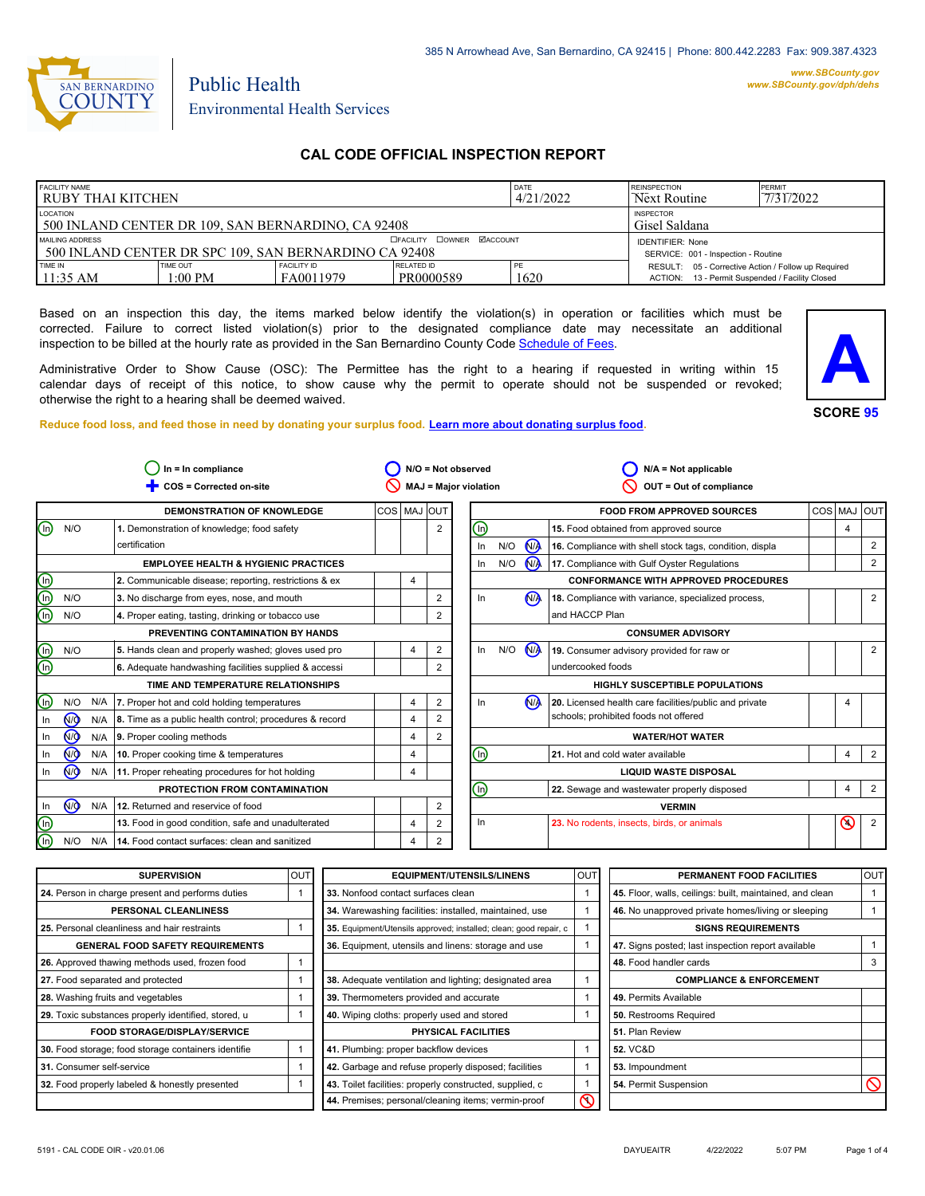385 N Arrowhead Ave, San Bernardino, CA 92415 | Phone: 800.442.2283 Fax: 909.387.4323

www.SBCounty.gov
www.SBCounty.gov/dph/dehs

SAN BERNARDINO COUNTY

# Public Health
Environmental Health Services

## CAL CODE OFFICIAL INSPECTION REPORT

| FACILITY NAME | | | | DATE | REINSPECTION | PERMIT |
|---|---|---|---|---|---|---|
| RUBY THAI KITCHEN | | | | 4/21/2022 | Next Routine | 7/31/2022 |
| LOCATION | | | | | INSPECTOR | |
| 500 INLAND CENTER DR 109, SAN BERNARDINO, CA 92408 | | | | | Gisel Saldana | |
| MAILING ADDRESS ☐FACILITY ☐OWNER ☑ACCOUNT | | | | | IDENTIFIER: None | |
| 500 INLAND CENTER DR SPC 109, SAN BERNARDINO CA 92408 | | | | | SERVICE: 001 - Inspection - Routine | |
| TIME IN | TIME OUT | FACILITY ID | RELATED ID | PE | RESULT: 05 - Corrective Action / Follow up Required | |
| 11:35 AM | 1:00 PM | FA0011979 | PR0000589 | 1620 | ACTION: 13 - Permit Suspended / Facility Closed | |

Based on an inspection this day, the items marked below identify the violation(s) in operation or facilities which must be corrected. Failure to correct listed violation(s) prior to the designated compliance date may necessitate an additional inspection to be billed at the hourly rate as provided in the San Bernardino County Code Schedule of Fees.

Administrative Order to Show Cause (OSC): The Permittee has the right to a hearing if requested in writing within 15 calendar days of receipt of this notice, to show cause why the permit to operate should not be suspended or revoked; otherwise the right to a hearing shall be deemed waived.

**A**
**SCORE 95**

**Reduce food loss, and feed those in need by donating your surplus food. Learn more about donating surplus food.**

In = In compliance | N/O = Not observed | N/A = Not applicable | COS = Corrected on-site | MAJ = Major violation | OUT = Out of compliance

| Status | | | DEMONSTRATION OF KNOWLEDGE | COS | MAJ | OUT |
|---|---|---|---|---|---|---|
| **In** | N/O | | 1. Demonstration of knowledge; food safety certification | | | 2 |
| | | | **EMPLOYEE HEALTH & HYGIENIC PRACTICES** | | | |
| **In** | | | 2. Communicable disease; reporting, restrictions & ex | | 4 | |
| **In** | N/O | | 3. No discharge from eyes, nose, and mouth | | | 2 |
| **In** | N/O | | 4. Proper eating, tasting, drinking or tobacco use | | | 2 |
| | | | **PREVENTING CONTAMINATION BY HANDS** | | | |
| **In** | N/O | | 5. Hands clean and properly washed; gloves used pro | | 4 | 2 |
| **In** | | | 6. Adequate handwashing facilities supplied & accessi | | | 2 |
| | | | **TIME AND TEMPERATURE RELATIONSHIPS** | | | |
| **In** | N/O | N/A | 7. Proper hot and cold holding temperatures | | 4 | 2 |
| In | **N/O** | N/A | 8. Time as a public health control; procedures & record | | 4 | 2 |
| In | **N/O** | N/A | 9. Proper cooling methods | | 4 | 2 |
| In | **N/O** | N/A | 10. Proper cooking time & temperatures | | 4 | |
| In | **N/O** | N/A | 11. Proper reheating procedures for hot holding | | 4 | |
| | | | **PROTECTION FROM CONTAMINATION** | | | |
| In | **N/O** | N/A | 12. Returned and reservice of food | | | 2 |
| **In** | | | 13. Food in good condition, safe and unadulterated | | 4 | 2 |
| **In** | N/O | N/A | 14. Food contact surfaces: clean and sanitized | | 4 | 2 |

| Status | | | FOOD FROM APPROVED SOURCES | COS | MAJ | OUT |
|---|---|---|---|---|---|---|
| **In** | | | 15. Food obtained from approved source | | 4 | |
| In | N/O | **N/A** | 16. Compliance with shell stock tags, condition, displa | | | 2 |
| In | N/O | **N/A** | 17. Compliance with Gulf Oyster Regulations | | | 2 |
| | | | **CONFORMANCE WITH APPROVED PROCEDURES** | | | |
| In | | **N/A** | 18. Compliance with variance, specialized process, and HACCP Plan | | | 2 |
| | | | **CONSUMER ADVISORY** | | | |
| In | N/O | **N/A** | 19. Consumer advisory provided for raw or undercooked foods | | | 2 |
| | | | **HIGHLY SUSCEPTIBLE POPULATIONS** | | | |
| In | | **N/A** | 20. Licensed health care facilities/public and private schools; prohibited foods not offered | | 4 | |
| | | | **WATER/HOT WATER** | | | |
| **In** | | | 21. Hot and cold water available | | 4 | 2 |
| | | | **LIQUID WASTE DISPOSAL** | | | |
| **In** | | | 22. Sewage and wastewater properly disposed | | 4 | 2 |
| | | | **VERMIN** | | | |
| In | | | 23. No rodents, insects, birds, or animals | | **4 (MAJ)** | 2 |

| SUPERVISION | OUT |
|---|---|
| 24. Person in charge present and performs duties | 1 |
| **PERSONAL CLEANLINESS** | |
| 25. Personal cleanliness and hair restraints | 1 |
| **GENERAL FOOD SAFETY REQUIREMENTS** | |
| 26. Approved thawing methods used, frozen food | 1 |
| 27. Food separated and protected | 1 |
| 28. Washing fruits and vegetables | 1 |
| 29. Toxic substances properly identified, stored, u | 1 |
| **FOOD STORAGE/DISPLAY/SERVICE** | |
| 30. Food storage; food storage containers identifie | 1 |
| 31. Consumer self-service | 1 |
| 32. Food properly labeled & honestly presented | 1 |

| EQUIPMENT/UTENSILS/LINENS | OUT |
|---|---|
| 33. Nonfood contact surfaces clean | 1 |
| 34. Warewashing facilities: installed, maintained, use | 1 |
| 35. Equipment/Utensils approved; installed; clean; good repair, c | 1 |
| 36. Equipment, utensils and linens: storage and use | 1 |
| 38. Adequate ventilation and lighting; designated area | 1 |
| 39. Thermometers provided and accurate | 1 |
| 40. Wiping cloths: properly used and stored | 1 |
| **PHYSICAL FACILITIES** | |
| 41. Plumbing: proper backflow devices | 1 |
| 42. Garbage and refuse properly disposed; facilities | 1 |
| 43. Toilet facilities: properly constructed, supplied, c | 1 |
| 44. Premises; personal/cleaning items; vermin-proof | **1 (OUT)** |

| PERMANENT FOOD FACILITIES | OUT |
|---|---|
| 45. Floor, walls, ceilings: built, maintained, and clean | 1 |
| 46. No unapproved private homes/living or sleeping | 1 |
| **SIGNS REQUIREMENTS** | |
| 47. Signs posted; last inspection report available | 1 |
| 48. Food handler cards | 3 |
| **COMPLIANCE & ENFORCEMENT** | |
| 49. Permits Available | |
| 50. Restrooms Required | |
| 51. Plan Review | |
| 52. VC&D | |
| 53. Impoundment | |
| 54. Permit Suspension | **OUT** |

5191 - CAL CODE OIR - v20.01.06 DAYUEAITR 4/22/2022 5:07 PM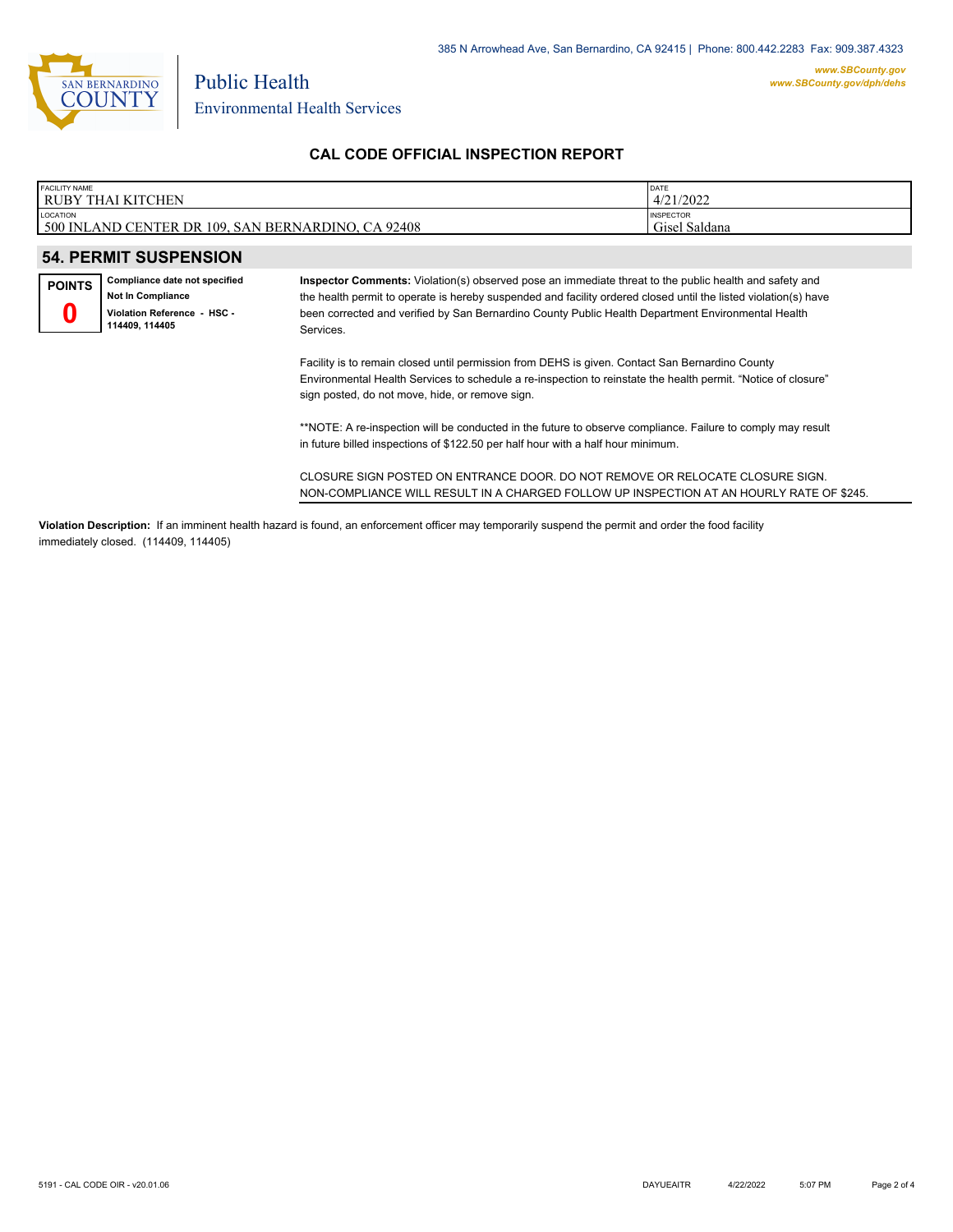## CAL CODE OFFICIAL INSPECTION REPORT

| FACILITY NAME | DATE |
|---|---|
| RUBY THAI KITCHEN | 4/21/2022 |
| **LOCATION** | **INSPECTOR** |
| 500 INLAND CENTER DR 109, SAN BERNARDINO, CA 92408 | Gisel Saldana |

## 54. PERMIT SUSPENSION

**POINTS**
**0**

**Compliance date not specified**
**Not In Compliance**
**Violation Reference - HSC - 114409, 114405**

**Inspector Comments:** Violation(s) observed pose an immediate threat to the public health and safety and the health permit to operate is hereby suspended and facility ordered closed until the listed violation(s) have been corrected and verified by San Bernardino County Public Health Department Environmental Health Services.

Facility is to remain closed until permission from DEHS is given. Contact San Bernardino County Environmental Health Services to schedule a re-inspection to reinstate the health permit. "Notice of closure" sign posted, do not move, hide, or remove sign.

**NOTE: A re-inspection will be conducted in the future to observe compliance. Failure to comply may result in future billed inspections of $122.50 per half hour with a half hour minimum.

CLOSURE SIGN POSTED ON ENTRANCE DOOR. DO NOT REMOVE OR RELOCATE CLOSURE SIGN. NON-COMPLIANCE WILL RESULT IN A CHARGED FOLLOW UP INSPECTION AT AN HOURLY RATE OF $245.

**Violation Description:** If an imminent health hazard is found, an enforcement officer may temporarily suspend the permit and order the food facility immediately closed. (114409, 114405)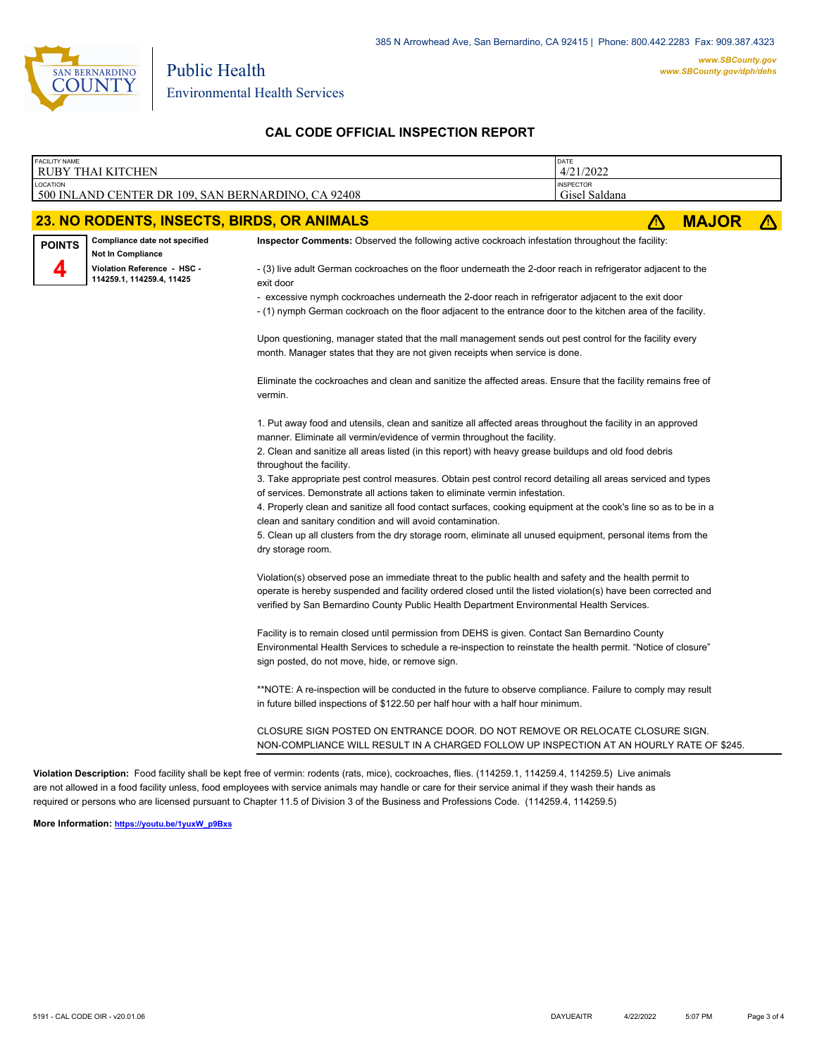385 N Arrowhead Ave, San Bernardino, CA 92415 | Phone: 800.442.2283 Fax: 909.387.4323

www.SBCounty.gov
www.SBCounty.gov/dph/dehs

SAN BERNARDINO COUNTY

Public Health
Environmental Health Services

## CAL CODE OFFICIAL INSPECTION REPORT

| FACILITY NAME | DATE |
|---|---|
| RUBY THAI KITCHEN | 4/21/2022 |
| **LOCATION** | **INSPECTOR** |
| 500 INLAND CENTER DR 109, SAN BERNARDINO, CA 92408 | Gisel Saldana |

### 23. NO RODENTS, INSECTS, BIRDS, OR ANIMALS ⚠ MAJOR ⚠

**POINTS** **4**

**Compliance date not specified**
**Not In Compliance**
**Violation Reference - HSC - 114259.1, 114259.4, 11425**

**Inspector Comments:** Observed the following active cockroach infestation throughout the facility:

- (3) live adult German cockroaches on the floor underneath the 2-door reach in refrigerator adjacent to the exit door
- excessive nymph cockroaches underneath the 2-door reach in refrigerator adjacent to the exit door
- (1) nymph German cockroach on the floor adjacent to the entrance door to the kitchen area of the facility.

Upon questioning, manager stated that the mall management sends out pest control for the facility every month. Manager states that they are not given receipts when service is done.

Eliminate the cockroaches and clean and sanitize the affected areas. Ensure that the facility remains free of vermin.

1. Put away food and utensils, clean and sanitize all affected areas throughout the facility in an approved manner. Eliminate all vermin/evidence of vermin throughout the facility.
2. Clean and sanitize all areas listed (in this report) with heavy grease buildups and old food debris throughout the facility.
3. Take appropriate pest control measures. Obtain pest control record detailing all areas serviced and types of services. Demonstrate all actions taken to eliminate vermin infestation.
4. Properly clean and sanitize all food contact surfaces, cooking equipment at the cook's line so as to be in a clean and sanitary condition and will avoid contamination.
5. Clean up all clusters from the dry storage room, eliminate all unused equipment, personal items from the dry storage room.

Violation(s) observed pose an immediate threat to the public health and safety and the health permit to operate is hereby suspended and facility ordered closed until the listed violation(s) have been corrected and verified by San Bernardino County Public Health Department Environmental Health Services.

Facility is to remain closed until permission from DEHS is given. Contact San Bernardino County Environmental Health Services to schedule a re-inspection to reinstate the health permit. "Notice of closure" sign posted, do not move, hide, or remove sign.

**NOTE: A re-inspection will be conducted in the future to observe compliance. Failure to comply may result in future billed inspections of $122.50 per half hour with a half hour minimum.

CLOSURE SIGN POSTED ON ENTRANCE DOOR. DO NOT REMOVE OR RELOCATE CLOSURE SIGN. NON-COMPLIANCE WILL RESULT IN A CHARGED FOLLOW UP INSPECTION AT AN HOURLY RATE OF $245.

**Violation Description:** Food facility shall be kept free of vermin: rodents (rats, mice), cockroaches, flies. (114259.1, 114259.4, 114259.5) Live animals are not allowed in a food facility unless, food employees with service animals may handle or care for their service animal if they wash their hands as required or persons who are licensed pursuant to Chapter 11.5 of Division 3 of the Business and Professions Code. (114259.4, 114259.5)

**More Information:** https://youtu.be/1yuxW_p9Bxs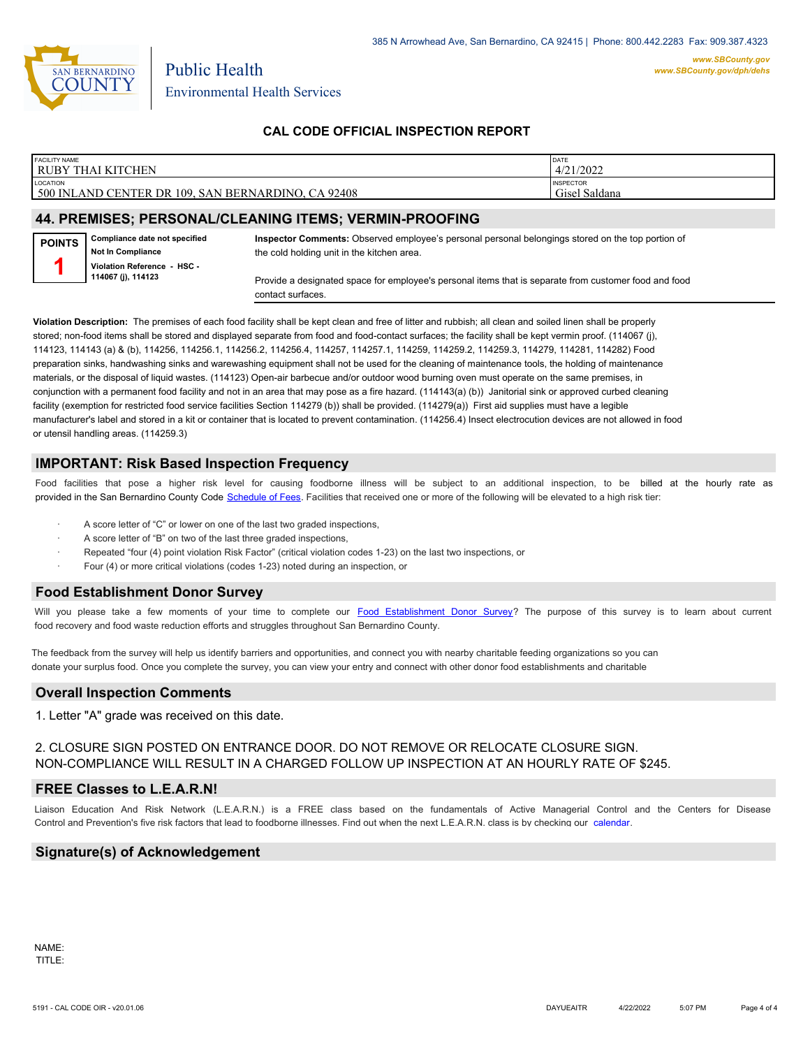385 N Arrowhead Ave, San Bernardino, CA 92415 | Phone: 800.442.2283 Fax: 909.387.4323

www.SBCounty.gov
www.SBCounty.gov/dph/dehs

SAN BERNARDINO COUNTY

Public Health
Environmental Health Services

## CAL CODE OFFICIAL INSPECTION REPORT

| FACILITY NAME | DATE |
|---|---|
| RUBY THAI KITCHEN | 4/21/2022 |
| LOCATION | INSPECTOR |
| 500 INLAND CENTER DR 109, SAN BERNARDINO, CA 92408 | Gisel Saldana |

## 44. PREMISES; PERSONAL/CLEANING ITEMS; VERMIN-PROOFING

| POINTS | | |
|---|---|---|
| 1 | **Compliance date not specified**<br>**Not In Compliance**<br>**Violation Reference - HSC - 114067 (j), 114123** | **Inspector Comments:** Observed employee's personal personal belongings stored on the top portion of the cold holding unit in the kitchen area.<br><br>Provide a designated space for employee's personal items that is separate from customer food and food contact surfaces. |

**Violation Description:** The premises of each food facility shall be kept clean and free of litter and rubbish; all clean and soiled linen shall be properly stored; non-food items shall be stored and displayed separate from food and food-contact surfaces; the facility shall be kept vermin proof. (114067 (j), 114123, 114143 (a) & (b), 114256, 114256.1, 114256.2, 114256.4, 114257, 114257.1, 114259, 114259.2, 114259.3, 114279, 114281, 114282) Food preparation sinks, handwashing sinks and warewashing equipment shall not be used for the cleaning of maintenance tools, the holding of maintenance materials, or the disposal of liquid wastes. (114123) Open-air barbecue and/or outdoor wood burning oven must operate on the same premises, in conjunction with a permanent food facility and not in an area that may pose as a fire hazard. (114143(a) (b)) Janitorial sink or approved curbed cleaning facility (exemption for restricted food service facilities Section 114279 (b)) shall be provided. (114279(a)) First aid supplies must have a legible manufacturer's label and stored in a kit or container that is located to prevent contamination. (114256.4) Insect electrocution devices are not allowed in food or utensil handling areas. (114259.3)

## IMPORTANT: Risk Based Inspection Frequency

Food facilities that pose a higher risk level for causing foodborne illness will be subject to an additional inspection, to be billed at the hourly rate as provided in the San Bernardino County Code Schedule of Fees. Facilities that received one or more of the following will be elevated to a high risk tier:

- A score letter of "C" or lower on one of the last two graded inspections,
- A score letter of "B" on two of the last three graded inspections,
- Repeated "four (4) point violation Risk Factor" (critical violation codes 1-23) on the last two inspections, or
- Four (4) or more critical violations (codes 1-23) noted during an inspection, or

## Food Establishment Donor Survey

Will you please take a few moments of your time to complete our Food Establishment Donor Survey? The purpose of this survey is to learn about current food recovery and food waste reduction efforts and struggles throughout San Bernardino County.

The feedback from the survey will help us identify barriers and opportunities, and connect you with nearby charitable feeding organizations so you can donate your surplus food. Once you complete the survey, you can view your entry and connect with other donor food establishments and charitable

## Overall Inspection Comments

1. Letter "A" grade was received on this date.

2. CLOSURE SIGN POSTED ON ENTRANCE DOOR. DO NOT REMOVE OR RELOCATE CLOSURE SIGN. NON-COMPLIANCE WILL RESULT IN A CHARGED FOLLOW UP INSPECTION AT AN HOURLY RATE OF $245.

## FREE Classes to L.E.A.R.N!

Liaison Education And Risk Network (L.E.A.R.N.) is a FREE class based on the fundamentals of Active Managerial Control and the Centers for Disease Control and Prevention's five risk factors that lead to foodborne illnesses. Find out when the next L.E.A.R.N. class is by checking our calendar.

## Signature(s) of Acknowledgement

NAME:
TITLE:

5191 - CAL CODE OIR - v20.01.06 DAYUEAITR 4/22/2022 5:07 PM